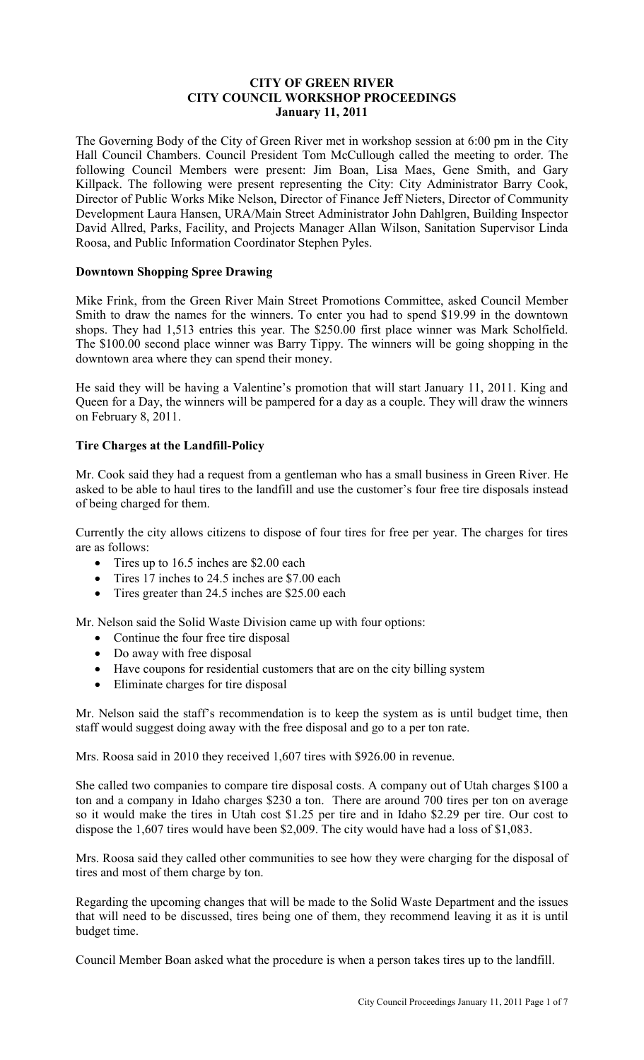# CITY OF GREEN RIVER
## CITY COUNCIL WORKSHOP PROCEEDINGS
### January 11, 2011

The Governing Body of the City of Green River met in workshop session at 6:00 pm in the City Hall Council Chambers. Council President Tom McCullough called the meeting to order. The following Council Members were present: Jim Boan, Lisa Maes, Gene Smith, and Gary Killpack. The following were present representing the City: City Administrator Barry Cook, Director of Public Works Mike Nelson, Director of Finance Jeff Nieters, Director of Community Development Laura Hansen, URA/Main Street Administrator John Dahlgren, Building Inspector David Allred, Parks, Facility, and Projects Manager Allan Wilson, Sanitation Supervisor Linda Roosa, and Public Information Coordinator Stephen Pyles.

**Downtown Shopping Spree Drawing**

Mike Frink, from the Green River Main Street Promotions Committee, asked Council Member Smith to draw the names for the winners. To enter you had to spend $19.99 in the downtown shops. They had 1,513 entries this year. The $250.00 first place winner was Mark Scholfield. The $100.00 second place winner was Barry Tippy. The winners will be going shopping in the downtown area where they can spend their money.

He said they will be having a Valentine's promotion that will start January 11, 2011. King and Queen for a Day, the winners will be pampered for a day as a couple. They will draw the winners on February 8, 2011.

**Tire Charges at the Landfill-Policy**

Mr. Cook said they had a request from a gentleman who has a small business in Green River. He asked to be able to haul tires to the landfill and use the customer's four free tire disposals instead of being charged for them.

Currently the city allows citizens to dispose of four tires for free per year. The charges for tires are as follows:

- Tires up to 16.5 inches are $2.00 each
- Tires 17 inches to 24.5 inches are $7.00 each
- Tires greater than 24.5 inches are $25.00 each

Mr. Nelson said the Solid Waste Division came up with four options:

- Continue the four free tire disposal
- Do away with free disposal
- Have coupons for residential customers that are on the city billing system
- Eliminate charges for tire disposal

Mr. Nelson said the staff's recommendation is to keep the system as is until budget time, then staff would suggest doing away with the free disposal and go to a per ton rate.

Mrs. Roosa said in 2010 they received 1,607 tires with $926.00 in revenue.

She called two companies to compare tire disposal costs. A company out of Utah charges $100 a ton and a company in Idaho charges $230 a ton. There are around 700 tires per ton on average so it would make the tires in Utah cost $1.25 per tire and in Idaho $2.29 per tire. Our cost to dispose the 1,607 tires would have been $2,009. The city would have had a loss of $1,083.

Mrs. Roosa said they called other communities to see how they were charging for the disposal of tires and most of them charge by ton.

Regarding the upcoming changes that will be made to the Solid Waste Department and the issues that will need to be discussed, tires being one of them, they recommend leaving it as it is until budget time.

Council Member Boan asked what the procedure is when a person takes tires up to the landfill.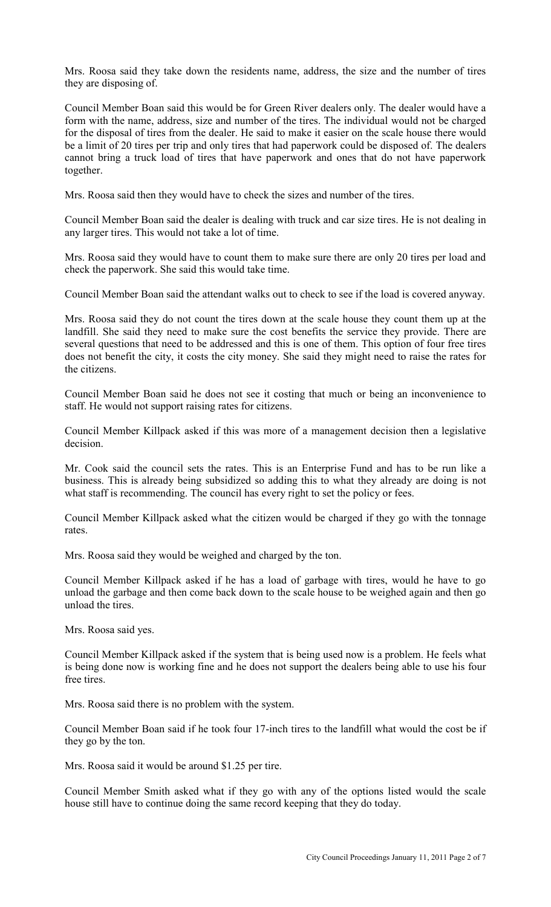Mrs. Roosa said they take down the residents name, address, the size and the number of tires they are disposing of.

Council Member Boan said this would be for Green River dealers only. The dealer would have a form with the name, address, size and number of the tires. The individual would not be charged for the disposal of tires from the dealer. He said to make it easier on the scale house there would be a limit of 20 tires per trip and only tires that had paperwork could be disposed of. The dealers cannot bring a truck load of tires that have paperwork and ones that do not have paperwork together.

Mrs. Roosa said then they would have to check the sizes and number of the tires.

Council Member Boan said the dealer is dealing with truck and car size tires. He is not dealing in any larger tires. This would not take a lot of time.

Mrs. Roosa said they would have to count them to make sure there are only 20 tires per load and check the paperwork. She said this would take time.

Council Member Boan said the attendant walks out to check to see if the load is covered anyway.

Mrs. Roosa said they do not count the tires down at the scale house they count them up at the landfill. She said they need to make sure the cost benefits the service they provide. There are several questions that need to be addressed and this is one of them. This option of four free tires does not benefit the city, it costs the city money. She said they might need to raise the rates for the citizens.

Council Member Boan said he does not see it costing that much or being an inconvenience to staff. He would not support raising rates for citizens.

Council Member Killpack asked if this was more of a management decision then a legislative decision.

Mr. Cook said the council sets the rates. This is an Enterprise Fund and has to be run like a business. This is already being subsidized so adding this to what they already are doing is not what staff is recommending. The council has every right to set the policy or fees.

Council Member Killpack asked what the citizen would be charged if they go with the tonnage rates.

Mrs. Roosa said they would be weighed and charged by the ton.

Council Member Killpack asked if he has a load of garbage with tires, would he have to go unload the garbage and then come back down to the scale house to be weighed again and then go unload the tires.

Mrs. Roosa said yes.

Council Member Killpack asked if the system that is being used now is a problem. He feels what is being done now is working fine and he does not support the dealers being able to use his four free tires.

Mrs. Roosa said there is no problem with the system.

Council Member Boan said if he took four 17-inch tires to the landfill what would the cost be if they go by the ton.

Mrs. Roosa said it would be around $1.25 per tire.

Council Member Smith asked what if they go with any of the options listed would the scale house still have to continue doing the same record keeping that they do today.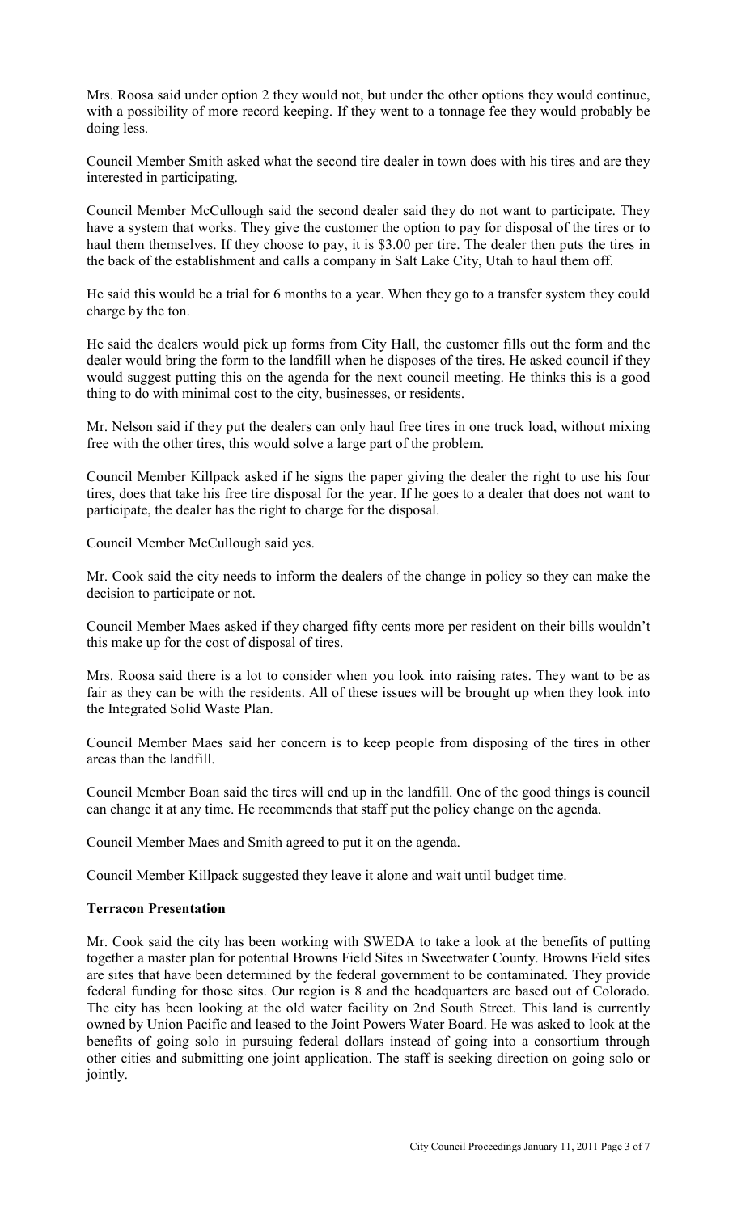Mrs. Roosa said under option 2 they would not, but under the other options they would continue, with a possibility of more record keeping. If they went to a tonnage fee they would probably be doing less.

Council Member Smith asked what the second tire dealer in town does with his tires and are they interested in participating.

Council Member McCullough said the second dealer said they do not want to participate. They have a system that works. They give the customer the option to pay for disposal of the tires or to haul them themselves. If they choose to pay, it is $3.00 per tire. The dealer then puts the tires in the back of the establishment and calls a company in Salt Lake City, Utah to haul them off.

He said this would be a trial for 6 months to a year. When they go to a transfer system they could charge by the ton.

He said the dealers would pick up forms from City Hall, the customer fills out the form and the dealer would bring the form to the landfill when he disposes of the tires. He asked council if they would suggest putting this on the agenda for the next council meeting. He thinks this is a good thing to do with minimal cost to the city, businesses, or residents.

Mr. Nelson said if they put the dealers can only haul free tires in one truck load, without mixing free with the other tires, this would solve a large part of the problem.

Council Member Killpack asked if he signs the paper giving the dealer the right to use his four tires, does that take his free tire disposal for the year. If he goes to a dealer that does not want to participate, the dealer has the right to charge for the disposal.

Council Member McCullough said yes.

Mr. Cook said the city needs to inform the dealers of the change in policy so they can make the decision to participate or not.

Council Member Maes asked if they charged fifty cents more per resident on their bills wouldn't this make up for the cost of disposal of tires.

Mrs. Roosa said there is a lot to consider when you look into raising rates. They want to be as fair as they can be with the residents. All of these issues will be brought up when they look into the Integrated Solid Waste Plan.

Council Member Maes said her concern is to keep people from disposing of the tires in other areas than the landfill.

Council Member Boan said the tires will end up in the landfill. One of the good things is council can change it at any time. He recommends that staff put the policy change on the agenda.

Council Member Maes and Smith agreed to put it on the agenda.

Council Member Killpack suggested they leave it alone and wait until budget time.

**Terracon Presentation**

Mr. Cook said the city has been working with SWEDA to take a look at the benefits of putting together a master plan for potential Browns Field Sites in Sweetwater County. Browns Field sites are sites that have been determined by the federal government to be contaminated. They provide federal funding for those sites. Our region is 8 and the headquarters are based out of Colorado. The city has been looking at the old water facility on 2nd South Street. This land is currently owned by Union Pacific and leased to the Joint Powers Water Board. He was asked to look at the benefits of going solo in pursuing federal dollars instead of going into a consortium through other cities and submitting one joint application. The staff is seeking direction on going solo or jointly.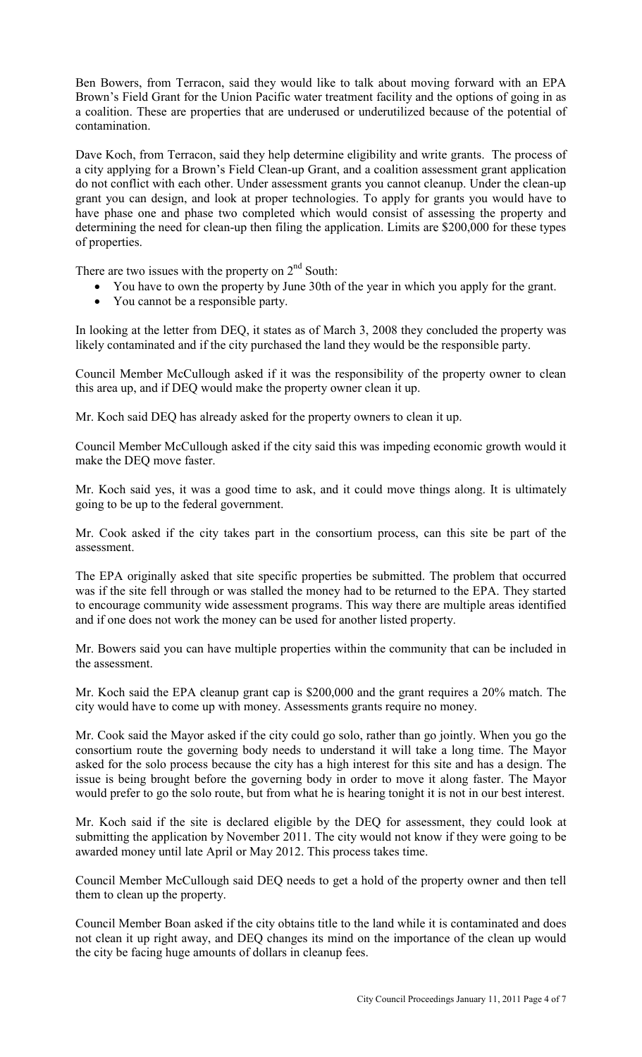Ben Bowers, from Terracon, said they would like to talk about moving forward with an EPA Brown's Field Grant for the Union Pacific water treatment facility and the options of going in as a coalition. These are properties that are underused or underutilized because of the potential of contamination.

Dave Koch, from Terracon, said they help determine eligibility and write grants. The process of a city applying for a Brown's Field Clean-up Grant, and a coalition assessment grant application do not conflict with each other. Under assessment grants you cannot cleanup. Under the clean-up grant you can design, and look at proper technologies. To apply for grants you would have to have phase one and phase two completed which would consist of assessing the property and determining the need for clean-up then filing the application. Limits are $200,000 for these types of properties.

There are two issues with the property on 2nd South:

- You have to own the property by June 30th of the year in which you apply for the grant.
- You cannot be a responsible party.

In looking at the letter from DEQ, it states as of March 3, 2008 they concluded the property was likely contaminated and if the city purchased the land they would be the responsible party.

Council Member McCullough asked if it was the responsibility of the property owner to clean this area up, and if DEQ would make the property owner clean it up.

Mr. Koch said DEQ has already asked for the property owners to clean it up.

Council Member McCullough asked if the city said this was impeding economic growth would it make the DEQ move faster.

Mr. Koch said yes, it was a good time to ask, and it could move things along. It is ultimately going to be up to the federal government.

Mr. Cook asked if the city takes part in the consortium process, can this site be part of the assessment.

The EPA originally asked that site specific properties be submitted. The problem that occurred was if the site fell through or was stalled the money had to be returned to the EPA. They started to encourage community wide assessment programs. This way there are multiple areas identified and if one does not work the money can be used for another listed property.

Mr. Bowers said you can have multiple properties within the community that can be included in the assessment.

Mr. Koch said the EPA cleanup grant cap is $200,000 and the grant requires a 20% match. The city would have to come up with money. Assessments grants require no money.

Mr. Cook said the Mayor asked if the city could go solo, rather than go jointly. When you go the consortium route the governing body needs to understand it will take a long time. The Mayor asked for the solo process because the city has a high interest for this site and has a design. The issue is being brought before the governing body in order to move it along faster. The Mayor would prefer to go the solo route, but from what he is hearing tonight it is not in our best interest.

Mr. Koch said if the site is declared eligible by the DEQ for assessment, they could look at submitting the application by November 2011. The city would not know if they were going to be awarded money until late April or May 2012. This process takes time.

Council Member McCullough said DEQ needs to get a hold of the property owner and then tell them to clean up the property.

Council Member Boan asked if the city obtains title to the land while it is contaminated and does not clean it up right away, and DEQ changes its mind on the importance of the clean up would the city be facing huge amounts of dollars in cleanup fees.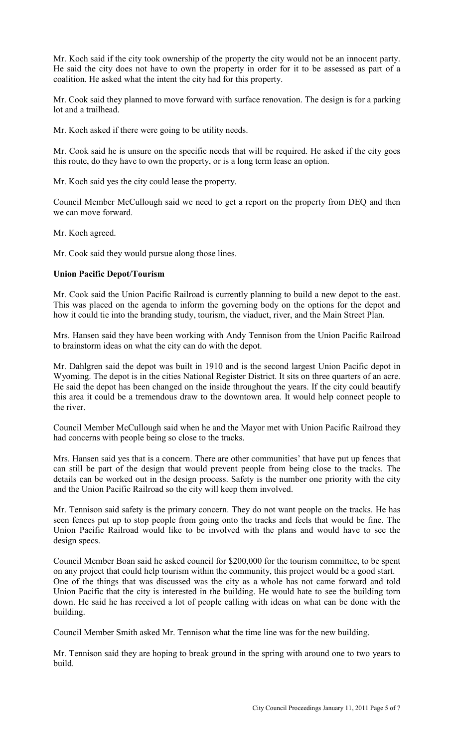Mr. Koch said if the city took ownership of the property the city would not be an innocent party. He said the city does not have to own the property in order for it to be assessed as part of a coalition. He asked what the intent the city had for this property.

Mr. Cook said they planned to move forward with surface renovation. The design is for a parking lot and a trailhead.

Mr. Koch asked if there were going to be utility needs.

Mr. Cook said he is unsure on the specific needs that will be required. He asked if the city goes this route, do they have to own the property, or is a long term lease an option.

Mr. Koch said yes the city could lease the property.

Council Member McCullough said we need to get a report on the property from DEQ and then we can move forward.

Mr. Koch agreed.

Mr. Cook said they would pursue along those lines.

**Union Pacific Depot/Tourism**

Mr. Cook said the Union Pacific Railroad is currently planning to build a new depot to the east. This was placed on the agenda to inform the governing body on the options for the depot and how it could tie into the branding study, tourism, the viaduct, river, and the Main Street Plan.

Mrs. Hansen said they have been working with Andy Tennison from the Union Pacific Railroad to brainstorm ideas on what the city can do with the depot.

Mr. Dahlgren said the depot was built in 1910 and is the second largest Union Pacific depot in Wyoming. The depot is in the cities National Register District. It sits on three quarters of an acre. He said the depot has been changed on the inside throughout the years. If the city could beautify this area it could be a tremendous draw to the downtown area. It would help connect people to the river.

Council Member McCullough said when he and the Mayor met with Union Pacific Railroad they had concerns with people being so close to the tracks.

Mrs. Hansen said yes that is a concern. There are other communities' that have put up fences that can still be part of the design that would prevent people from being close to the tracks. The details can be worked out in the design process. Safety is the number one priority with the city and the Union Pacific Railroad so the city will keep them involved.

Mr. Tennison said safety is the primary concern. They do not want people on the tracks. He has seen fences put up to stop people from going onto the tracks and feels that would be fine. The Union Pacific Railroad would like to be involved with the plans and would have to see the design specs.

Council Member Boan said he asked council for $200,000 for the tourism committee, to be spent on any project that could help tourism within the community, this project would be a good start. One of the things that was discussed was the city as a whole has not came forward and told Union Pacific that the city is interested in the building. He would hate to see the building torn down. He said he has received a lot of people calling with ideas on what can be done with the building.

Council Member Smith asked Mr. Tennison what the time line was for the new building.

Mr. Tennison said they are hoping to break ground in the spring with around one to two years to build.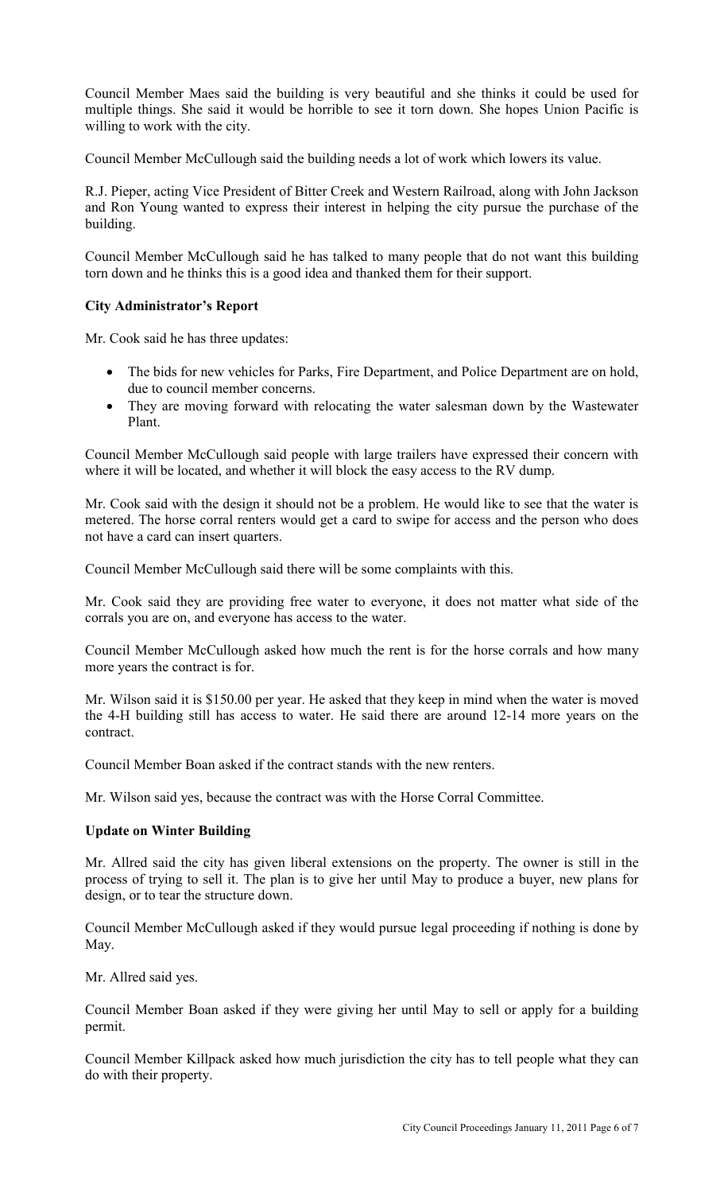Council Member Maes said the building is very beautiful and she thinks it could be used for multiple things. She said it would be horrible to see it torn down. She hopes Union Pacific is willing to work with the city.

Council Member McCullough said the building needs a lot of work which lowers its value.

R.J. Pieper, acting Vice President of Bitter Creek and Western Railroad, along with John Jackson and Ron Young wanted to express their interest in helping the city pursue the purchase of the building.

Council Member McCullough said he has talked to many people that do not want this building torn down and he thinks this is a good idea and thanked them for their support.

**City Administrator's Report**

Mr. Cook said he has three updates:

- The bids for new vehicles for Parks, Fire Department, and Police Department are on hold, due to council member concerns.
- They are moving forward with relocating the water salesman down by the Wastewater Plant.

Council Member McCullough said people with large trailers have expressed their concern with where it will be located, and whether it will block the easy access to the RV dump.

Mr. Cook said with the design it should not be a problem. He would like to see that the water is metered. The horse corral renters would get a card to swipe for access and the person who does not have a card can insert quarters.

Council Member McCullough said there will be some complaints with this.

Mr. Cook said they are providing free water to everyone, it does not matter what side of the corrals you are on, and everyone has access to the water.

Council Member McCullough asked how much the rent is for the horse corrals and how many more years the contract is for.

Mr. Wilson said it is $150.00 per year. He asked that they keep in mind when the water is moved the 4-H building still has access to water. He said there are around 12-14 more years on the contract.

Council Member Boan asked if the contract stands with the new renters.

Mr. Wilson said yes, because the contract was with the Horse Corral Committee.

**Update on Winter Building**

Mr. Allred said the city has given liberal extensions on the property. The owner is still in the process of trying to sell it. The plan is to give her until May to produce a buyer, new plans for design, or to tear the structure down.

Council Member McCullough asked if they would pursue legal proceeding if nothing is done by May.

Mr. Allred said yes.

Council Member Boan asked if they were giving her until May to sell or apply for a building permit.

Council Member Killpack asked how much jurisdiction the city has to tell people what they can do with their property.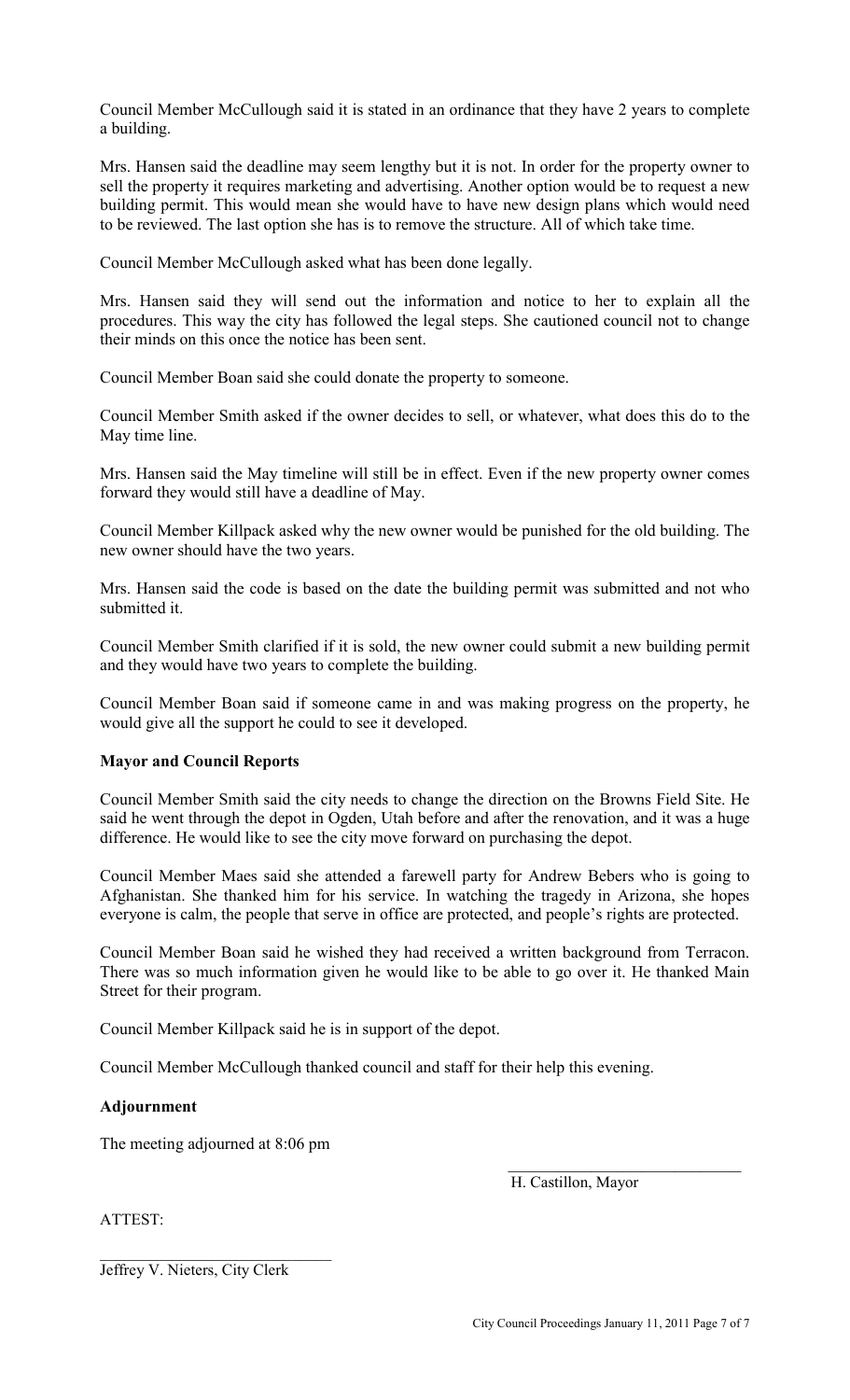Council Member McCullough said it is stated in an ordinance that they have 2 years to complete a building.

Mrs. Hansen said the deadline may seem lengthy but it is not. In order for the property owner to sell the property it requires marketing and advertising. Another option would be to request a new building permit. This would mean she would have to have new design plans which would need to be reviewed. The last option she has is to remove the structure. All of which take time.

Council Member McCullough asked what has been done legally.

Mrs. Hansen said they will send out the information and notice to her to explain all the procedures. This way the city has followed the legal steps. She cautioned council not to change their minds on this once the notice has been sent.

Council Member Boan said she could donate the property to someone.

Council Member Smith asked if the owner decides to sell, or whatever, what does this do to the May time line.

Mrs. Hansen said the May timeline will still be in effect. Even if the new property owner comes forward they would still have a deadline of May.

Council Member Killpack asked why the new owner would be punished for the old building. The new owner should have the two years.

Mrs. Hansen said the code is based on the date the building permit was submitted and not who submitted it.

Council Member Smith clarified if it is sold, the new owner could submit a new building permit and they would have two years to complete the building.

Council Member Boan said if someone came in and was making progress on the property, he would give all the support he could to see it developed.

**Mayor and Council Reports**

Council Member Smith said the city needs to change the direction on the Browns Field Site. He said he went through the depot in Ogden, Utah before and after the renovation, and it was a huge difference. He would like to see the city move forward on purchasing the depot.

Council Member Maes said she attended a farewell party for Andrew Bebers who is going to Afghanistan. She thanked him for his service. In watching the tragedy in Arizona, she hopes everyone is calm, the people that serve in office are protected, and people's rights are protected.

Council Member Boan said he wished they had received a written background from Terracon. There was so much information given he would like to be able to go over it. He thanked Main Street for their program.

Council Member Killpack said he is in support of the depot.

Council Member McCullough thanked council and staff for their help this evening.

**Adjournment**

The meeting adjourned at 8:06 pm

\_\_\_\_\_\_\_\_\_\_\_\_\_\_\_\_\_\_\_\_\_\_\_\_\_\_\_\_\_\_
H. Castillon, Mayor

ATTEST:

\_\_\_\_\_\_\_\_\_\_\_\_\_\_\_\_\_\_\_\_\_\_\_\_\_\_\_\_\_\_
Jeffrey V. Nieters, City Clerk